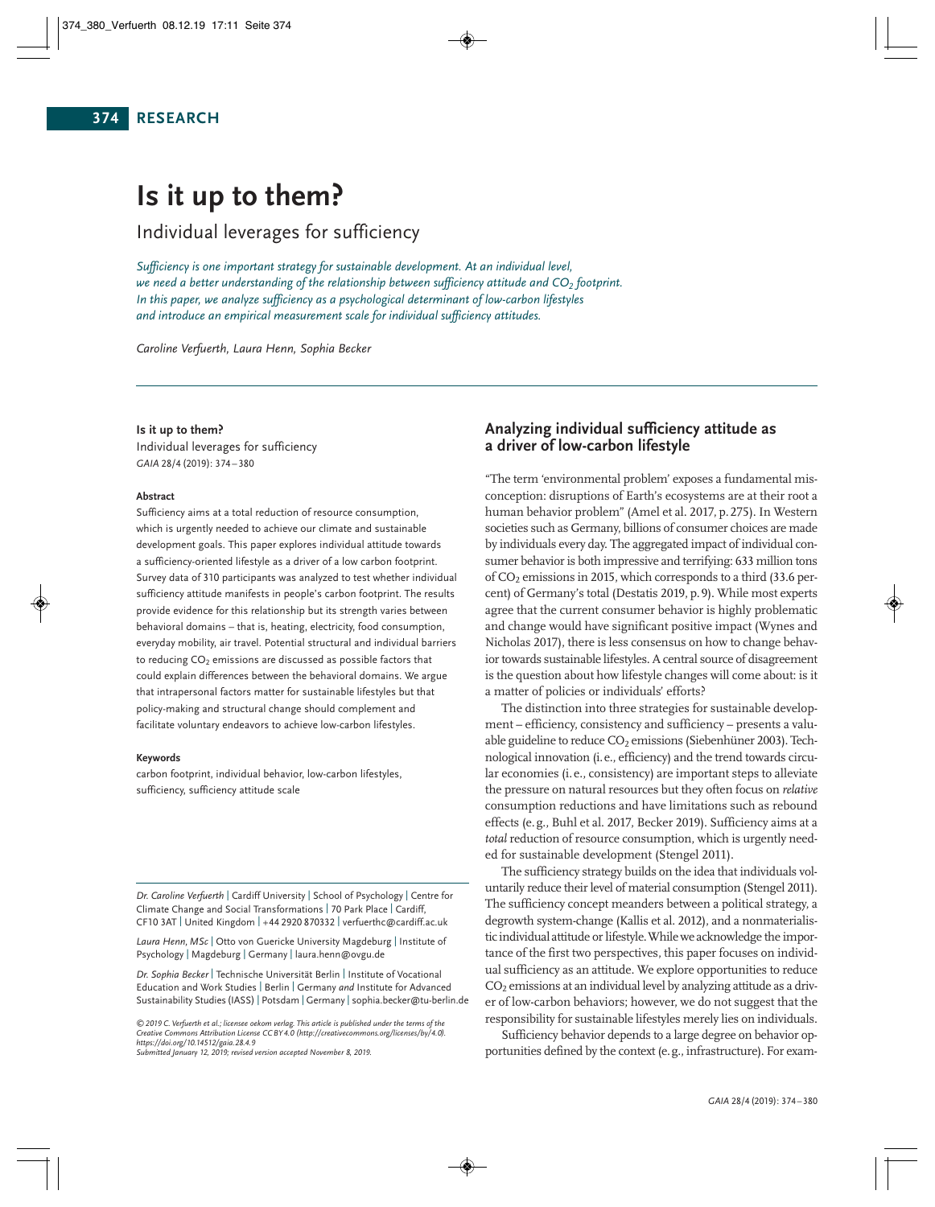# Is it up to them?

## Individual leverages for sufficiency

*Sufficiency is one important strategy for sustainable development. At an individual level, we need a better understanding of the relationship between sufficiency attitude and $CO_2$ footprint. In this paper, we analyze sufficiency as a psychological determinant of low-carbon lifestyles and introduce an empirical measurement scale for individual sufficiency attitudes.*

*Caroline Verfuerth, Laura Henn, Sophia Becker*

**Is it up to them?**
Individual leverages for sufficiency
*GAIA* 28/4 (2019): 374–380

**Abstract**

Sufficiency aims at a total reduction of resource consumption, which is urgently needed to achieve our climate and sustainable development goals. This paper explores individual attitude towards a sufficiency-oriented lifestyle as a driver of a low carbon footprint. Survey data of 310 participants was analyzed to test whether individual sufficiency attitude manifests in people's carbon footprint. The results provide evidence for this relationship but its strength varies between behavioral domains – that is, heating, electricity, food consumption, everyday mobility, air travel. Potential structural and individual barriers to reducing $CO_2$ emissions are discussed as possible factors that could explain differences between the behavioral domains. We argue that intrapersonal factors matter for sustainable lifestyles but that policy-making and structural change should complement and facilitate voluntary endeavors to achieve low-carbon lifestyles.

**Keywords**

carbon footprint, individual behavior, low-carbon lifestyles, sufficiency, sufficiency attitude scale

*Dr. Caroline Verfuerth* | Cardiff University | School of Psychology | Centre for Climate Change and Social Transformations | 70 Park Place | Cardiff, CF10 3AT | United Kingdom | +44 2920 870332 | verfuerthc@cardiff.ac.uk

*Laura Henn, MSc* | Otto von Guericke University Magdeburg | Institute of Psychology | Magdeburg | Germany | laura.henn@ovgu.de

*Dr. Sophia Becker* | Technische Universität Berlin | Institute of Vocational Education and Work Studies | Berlin | Germany *and* Institute for Advanced Sustainability Studies (IASS) | Potsdam | Germany | sophia.becker@tu-berlin.de

*© 2019 C. Verfuerth et al.; licensee oekom verlag. This article is published under the terms of the Creative Commons Attribution License CC BY 4.0 (http://creativecommons.org/licenses/by/4.0). https://doi.org/10.14512/gaia.28.4.9*
*Submitted January 12, 2019; revised version accepted November 8, 2019.*

## Analyzing individual sufficiency attitude as a driver of low-carbon lifestyle

"The term 'environmental problem' exposes a fundamental misconception: disruptions of Earth's ecosystems are at their root a human behavior problem" (Amel et al. 2017, p. 275). In Western societies such as Germany, billions of consumer choices are made by individuals every day. The aggregated impact of individual consumer behavior is both impressive and terrifying: 633 million tons of $CO_2$ emissions in 2015, which corresponds to a third (33.6 percent) of Germany's total (Destatis 2019, p. 9). While most experts agree that the current consumer behavior is highly problematic and change would have significant positive impact (Wynes and Nicholas 2017), there is less consensus on how to change behavior towards sustainable lifestyles. A central source of disagreement is the question about how lifestyle changes will come about: is it a matter of policies or individuals' efforts?

The distinction into three strategies for sustainable development – efficiency, consistency and sufficiency – presents a valuable guideline to reduce $CO_2$ emissions (Siebenhüner 2003). Technological innovation (i.e., efficiency) and the trend towards circular economies (i.e., consistency) are important steps to alleviate the pressure on natural resources but they often focus on *relative* consumption reductions and have limitations such as rebound effects (e.g., Buhl et al. 2017, Becker 2019). Sufficiency aims at a *total* reduction of resource consumption, which is urgently needed for sustainable development (Stengel 2011).

The sufficiency strategy builds on the idea that individuals voluntarily reduce their level of material consumption (Stengel 2011). The sufficiency concept meanders between a political strategy, a degrowth system-change (Kallis et al. 2012), and a nonmaterialistic individual attitude or lifestyle. While we acknowledge the importance of the first two perspectives, this paper focuses on individual sufficiency as an attitude. We explore opportunities to reduce $CO_2$ emissions at an individual level by analyzing attitude as a driver of low-carbon behaviors; however, we do not suggest that the responsibility for sustainable lifestyles merely lies on individuals.

Sufficiency behavior depends to a large degree on behavior opportunities defined by the context (e.g., infrastructure). For exam-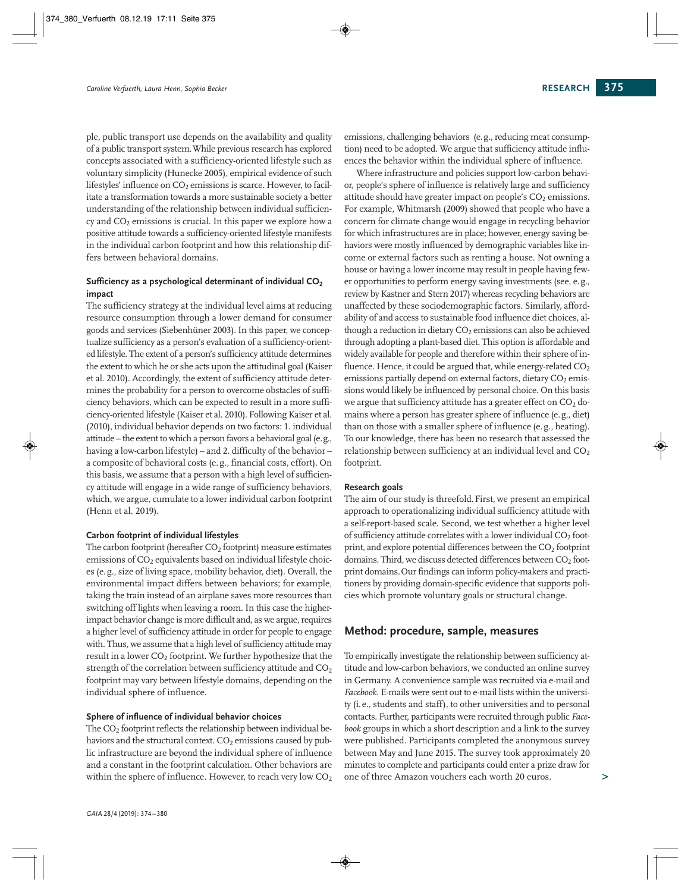ple, public transport use depends on the availability and quality of a public transport system. While previous research has explored concepts associated with a sufficiency-oriented lifestyle such as voluntary simplicity (Hunecke 2005), empirical evidence of such lifestyles' influence on $CO_2$ emissions is scarce. However, to facilitate a transformation towards a more sustainable society a better understanding of the relationship between individual sufficiency and $CO_2$ emissions is crucial. In this paper we explore how a positive attitude towards a sufficiency-oriented lifestyle manifests in the individual carbon footprint and how this relationship differs between behavioral domains.

### Sufficiency as a psychological determinant of individual $CO_2$ impact

The sufficiency strategy at the individual level aims at reducing resource consumption through a lower demand for consumer goods and services (Siebenhüner 2003). In this paper, we conceptualize sufficiency as a person's evaluation of a sufficiency-oriented lifestyle. The extent of a person's sufficiency attitude determines the extent to which he or she acts upon the attitudinal goal (Kaiser et al. 2010). Accordingly, the extent of sufficiency attitude determines the probability for a person to overcome obstacles of sufficiency behaviors, which can be expected to result in a more sufficiency-oriented lifestyle (Kaiser et al. 2010). Following Kaiser et al. (2010), individual behavior depends on two factors: 1. individual attitude – the extent to which a person favors a behavioral goal (e. g., having a low-carbon lifestyle) – and 2. difficulty of the behavior – a composite of behavioral costs (e. g., financial costs, effort). On this basis, we assume that a person with a high level of sufficiency attitude will engage in a wide range of sufficiency behaviors, which, we argue, cumulate to a lower individual carbon footprint (Henn et al. 2019).

### Carbon footprint of individual lifestyles

The carbon footprint (hereafter $CO_2$ footprint) measure estimates emissions of $CO_2$ equivalents based on individual lifestyle choices (e. g., size of living space, mobility behavior, diet). Overall, the environmental impact differs between behaviors; for example, taking the train instead of an airplane saves more resources than switching off lights when leaving a room. In this case the higher-impact behavior change is more difficult and, as we argue, requires a higher level of sufficiency attitude in order for people to engage with. Thus, we assume that a high level of sufficiency attitude may result in a lower $CO_2$ footprint. We further hypothesize that the strength of the correlation between sufficiency attitude and $CO_2$ footprint may vary between lifestyle domains, depending on the individual sphere of influence.

### Sphere of influence of individual behavior choices

The $CO_2$ footprint reflects the relationship between individual behaviors and the structural context. $CO_2$ emissions caused by public infrastructure are beyond the individual sphere of influence and a constant in the footprint calculation. Other behaviors are within the sphere of influence. However, to reach very low $CO_2$ emissions, challenging behaviors (e. g., reducing meat consumption) need to be adopted. We argue that sufficiency attitude influences the behavior within the individual sphere of influence.

Where infrastructure and policies support low-carbon behavior, people's sphere of influence is relatively large and sufficiency attitude should have greater impact on people's $CO_2$ emissions. For example, Whitmarsh (2009) showed that people who have a concern for climate change would engage in recycling behavior for which infrastructures are in place; however, energy saving behaviors were mostly influenced by demographic variables like income or external factors such as renting a house. Not owning a house or having a lower income may result in people having fewer opportunities to perform energy saving investments (see, e. g., review by Kastner and Stern 2017) whereas recycling behaviors are unaffected by these sociodemographic factors. Similarly, affordability of and access to sustainable food influence diet choices, although a reduction in dietary $CO_2$ emissions can also be achieved through adopting a plant-based diet. This option is affordable and widely available for people and therefore within their sphere of influence. Hence, it could be argued that, while energy-related $CO_2$ emissions partially depend on external factors, dietary $CO_2$ emissions would likely be influenced by personal choice. On this basis we argue that sufficiency attitude has a greater effect on $CO_2$ domains where a person has greater sphere of influence (e. g., diet) than on those with a smaller sphere of influence (e. g., heating). To our knowledge, there has been no research that assessed the relationship between sufficiency at an individual level and $CO_2$ footprint.

### Research goals

The aim of our study is threefold. First, we present an empirical approach to operationalizing individual sufficiency attitude with a self-report-based scale. Second, we test whether a higher level of sufficiency attitude correlates with a lower individual $CO_2$ footprint, and explore potential differences between the $CO_2$ footprint domains. Third, we discuss detected differences between $CO_2$ footprint domains. Our findings can inform policy-makers and practitioners by providing domain-specific evidence that supports policies which promote voluntary goals or structural change.

## Method: procedure, sample, measures

To empirically investigate the relationship between sufficiency attitude and low-carbon behaviors, we conducted an online survey in Germany. A convenience sample was recruited via e-mail and *Facebook*. E-mails were sent out to e-mail lists within the university (i. e., students and staff), to other universities and to personal contacts. Further, participants were recruited through public *Facebook* groups in which a short description and a link to the survey were published. Participants completed the anonymous survey between May and June 2015. The survey took approximately 20 minutes to complete and participants could enter a prize draw for one of three Amazon vouchers each worth 20 euros.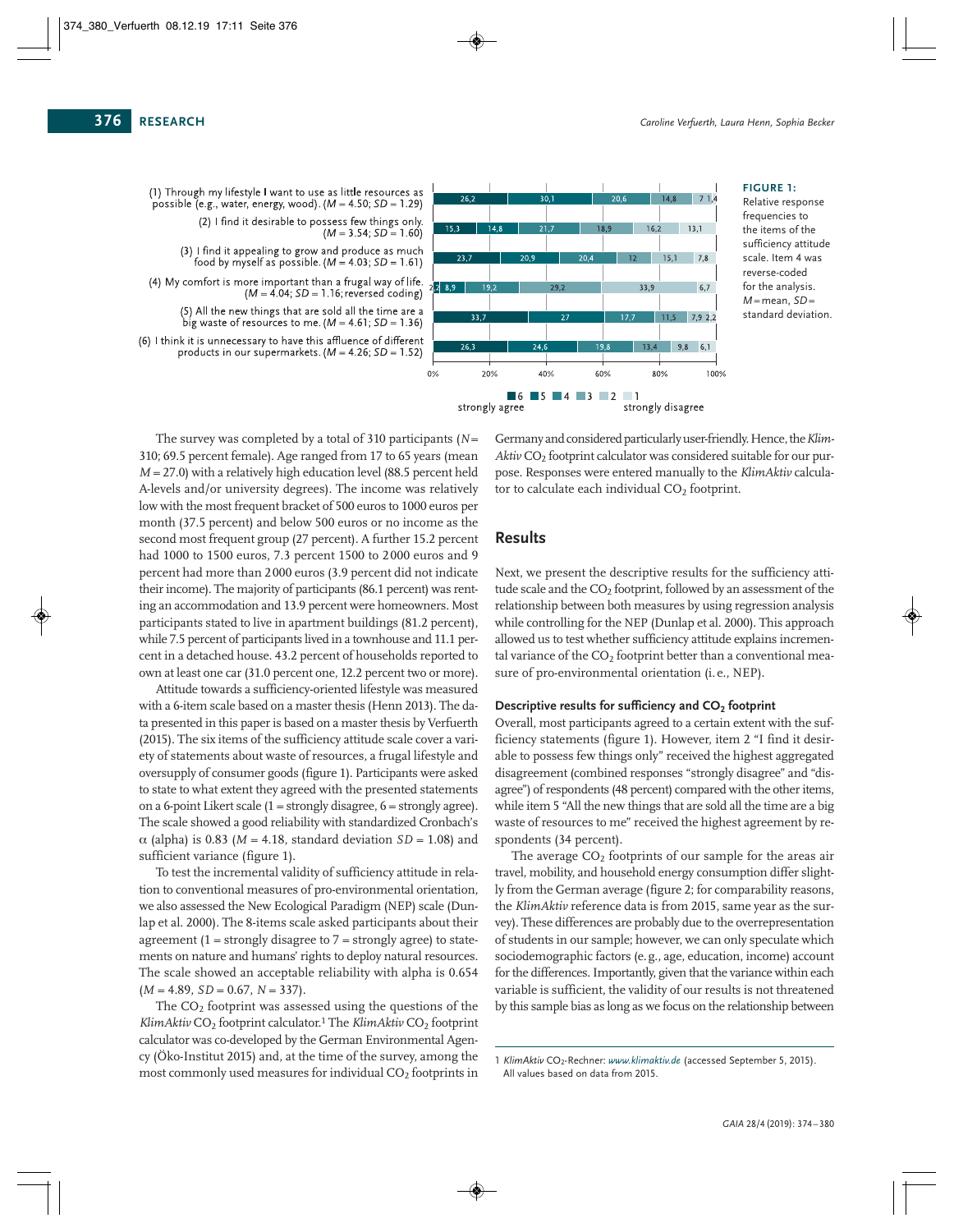(1) Through my lifestyle I want to use as little resources as possible (e.g., water, energy, wood). ($M$ = 4.50; $SD$ = 1.29)

(2) I find it desirable to possess few things only. ($M$ = 3.54; $SD$ = 1.60)

(3) I find it appealing to grow and produce as much food by myself as possible. ($M$ = 4.03; $SD$ = 1.61)

(4) My comfort is more important than a frugal way of life. ($M$ = 4.04; $SD$ = 1.16; reversed coding)

(5) All the new things that are sold all the time are a big waste of resources to me. ($M$ = 4.61; $SD$ = 1.36)

(6) I think it is unnecessary to have this affluence of different products in our supermarkets. ($M$ = 4.26; $SD$ = 1.52)

| Item | 6 (strongly agree) | 5 | 4 | 3 | 2 | 1 (strongly disagree) |
|---|---|---|---|---|---|---|
| (1) | 26,2 | 30,1 | 20,6 | 14,8 | 7 | 1,4 |
| (2) | 15,3 | 14,8 | 21,7 | 18,9 | 16,2 | 13,1 |
| (3) | 23,7 | 20,9 | 20,4 | 12 | 15,1 | 7,8 |
| (4) | 2,2 | 8,9 | 19,2 | 29,2 | 33,9 | 6,7 |
| (5) | 33,7 | 27 | 17,7 | 11,5 | 7,9 | 2,2 |
| (6) | 26,3 | 24,6 | 19,8 | 13,4 | 9,8 | 6,1 |

**FIGURE 1:** Relative response frequencies to the items of the sufficiency attitude scale. Item 4 was reverse-coded for the analysis. $M$ = mean, $SD$ = standard deviation.

The survey was completed by a total of 310 participants ($N$ = 310; 69.5 percent female). Age ranged from 17 to 65 years (mean $M$ = 27.0) with a relatively high education level (88.5 percent held A-levels and/or university degrees). The income was relatively low with the most frequent bracket of 500 euros to 1000 euros per month (37.5 percent) and below 500 euros or no income as the second most frequent group (27 percent). A further 15.2 percent had 1000 to 1500 euros, 7.3 percent 1500 to 2000 euros and 9 percent had more than 2000 euros (3.9 percent did not indicate their income). The majority of participants (86.1 percent) was renting an accommodation and 13.9 percent were homeowners. Most participants stated to live in apartment buildings (81.2 percent), while 7.5 percent of participants lived in a townhouse and 11.1 percent in a detached house. 43.2 percent of households reported to own at least one car (31.0 percent one, 12.2 percent two or more).

Attitude towards a sufficiency-oriented lifestyle was measured with a 6-item scale based on a master thesis (Henn 2013). The data presented in this paper is based on a master thesis by Verfuerth (2015). The six items of the sufficiency attitude scale cover a variety of statements about waste of resources, a frugal lifestyle and oversupply of consumer goods (figure 1). Participants were asked to state to what extent they agreed with the presented statements on a 6-point Likert scale (1 = strongly disagree, 6 = strongly agree). The scale showed a good reliability with standardized Cronbach's $\alpha$ (alpha) is 0.83 ($M$ = 4.18, standard deviation $SD$ = 1.08) and sufficient variance (figure 1).

To test the incremental validity of sufficiency attitude in relation to conventional measures of pro-environmental orientation, we also assessed the New Ecological Paradigm (NEP) scale (Dunlap et al. 2000). The 8-items scale asked participants about their agreement (1 = strongly disagree to 7 = strongly agree) to statements on nature and humans' rights to deploy natural resources. The scale showed an acceptable reliability with alpha is 0.654 ($M$ = 4.89, $SD$ = 0.67, $N$ = 337).

The $CO_2$ footprint was assessed using the questions of the *KlimAktiv* $CO_2$ footprint calculator.[1] The *KlimAktiv* $CO_2$ footprint calculator was co-developed by the German Environmental Agency (Öko-Institut 2015) and, at the time of the survey, among the most commonly used measures for individual $CO_2$ footprints in Germany and considered particularly user-friendly. Hence, the *KlimAktiv* $CO_2$ footprint calculator was considered suitable for our purpose. Responses were entered manually to the *KlimAktiv* calculator to calculate each individual $CO_2$ footprint.

## Results

Next, we present the descriptive results for the sufficiency attitude scale and the $CO_2$ footprint, followed by an assessment of the relationship between both measures by using regression analysis while controlling for the NEP (Dunlap et al. 2000). This approach allowed us to test whether sufficiency attitude explains incremental variance of the $CO_2$ footprint better than a conventional measure of pro-environmental orientation (i.e., NEP).

### Descriptive results for sufficiency and $CO_2$ footprint

Overall, most participants agreed to a certain extent with the sufficiency statements (figure 1). However, item 2 "I find it desirable to possess few things only" received the highest aggregated disagreement (combined responses "strongly disagree" and "disagree") of respondents (48 percent) compared with the other items, while item 5 "All the new things that are sold all the time are a big waste of resources to me" received the highest agreement by respondents (34 percent).

The average $CO_2$ footprints of our sample for the areas air travel, mobility, and household energy consumption differ slightly from the German average (figure 2; for comparability reasons, the *KlimAktiv* reference data is from 2015, same year as the survey). These differences are probably due to the overrepresentation of students in our sample; however, we can only speculate which sociodemographic factors (e.g., age, education, income) account for the differences. Importantly, given that the variance within each variable is sufficient, the validity of our results is not threatened by this sample bias as long as we focus on the relationship between

---

1 *KlimAktiv* $CO_2$-Rechner: *www.klimaktiv.de* (accessed September 5, 2015). All values based on data from 2015.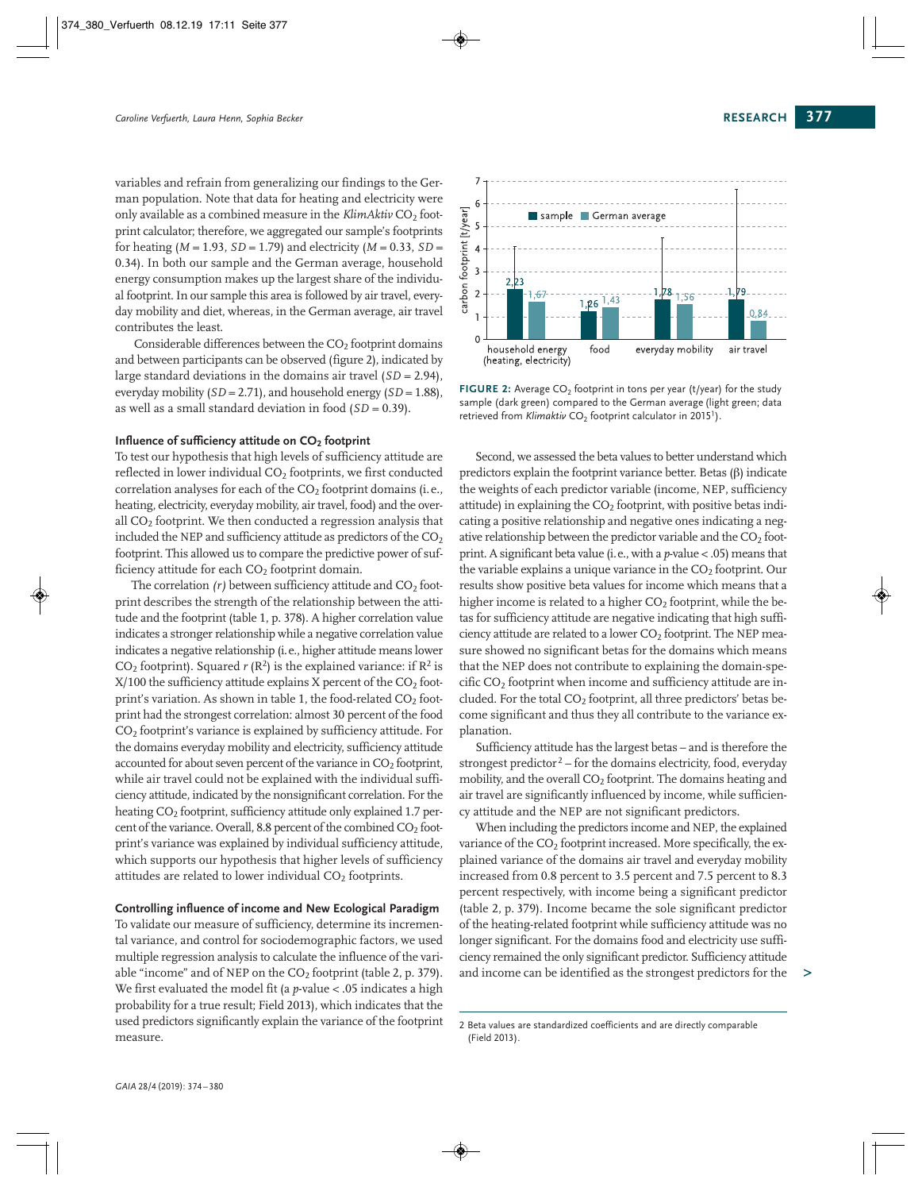variables and refrain from generalizing our findings to the German population. Note that data for heating and electricity were only available as a combined measure in the *KlimAktiv* $CO_2$ footprint calculator; therefore, we aggregated our sample's footprints for heating ($M = 1.93$, $SD = 1.79$) and electricity ($M = 0.33$, $SD = 0.34$). In both our sample and the German average, household energy consumption makes up the largest share of the individual footprint. In our sample this area is followed by air travel, everyday mobility and diet, whereas, in the German average, air travel contributes the least.

Considerable differences between the $CO_2$ footprint domains and between participants can be observed (figure 2), indicated by large standard deviations in the domains air travel ($SD = 2.94$), everyday mobility ($SD = 2.71$), and household energy ($SD = 1.88$), as well as a small standard deviation in food ($SD = 0.39$).

### Influence of sufficiency attitude on $CO_2$ footprint

To test our hypothesis that high levels of sufficiency attitude are reflected in lower individual $CO_2$ footprints, we first conducted correlation analyses for each of the $CO_2$ footprint domains (i.e., heating, electricity, everyday mobility, air travel, food) and the overall $CO_2$ footprint. We then conducted a regression analysis that included the NEP and sufficiency attitude as predictors of the $CO_2$ footprint. This allowed us to compare the predictive power of sufficiency attitude for each $CO_2$ footprint domain.

The correlation *(r)* between sufficiency attitude and $CO_2$ footprint describes the strength of the relationship between the attitude and the footprint (table 1, p. 378). A higher correlation value indicates a stronger relationship while a negative correlation value indicates a negative relationship (i.e., higher attitude means lower $CO_2$ footprint). Squared $r$ ($R^2$) is the explained variance: if $R^2$ is X/100 the sufficiency attitude explains X percent of the $CO_2$ footprint's variation. As shown in table 1, the food-related $CO_2$ footprint had the strongest correlation: almost 30 percent of the food $CO_2$ footprint's variance is explained by sufficiency attitude. For the domains everyday mobility and electricity, sufficiency attitude accounted for about seven percent of the variance in $CO_2$ footprint, while air travel could not be explained with the individual sufficiency attitude, indicated by the nonsignificant correlation. For the heating $CO_2$ footprint, sufficiency attitude only explained 1.7 percent of the variance. Overall, 8.8 percent of the combined $CO_2$ footprint's variance was explained by individual sufficiency attitude, which supports our hypothesis that higher levels of sufficiency attitudes are related to lower individual $CO_2$ footprints.

### Controlling influence of income and New Ecological Paradigm

To validate our measure of sufficiency, determine its incremental variance, and control for sociodemographic factors, we used multiple regression analysis to calculate the influence of the variable "income" and of NEP on the $CO_2$ footprint (table 2, p. 379). We first evaluated the model fit (a $p$-value $< .05$ indicates a high probability for a true result; Field 2013), which indicates that the used predictors significantly explain the variance of the footprint measure.

FIGURE 2: Average $CO_2$ footprint in tons per year (t/year) for the study sample (dark green) compared to the German average (light green; data retrieved from *Klimaktiv* $CO_2$ footprint calculator in 2015[1]).

| | sample | German average |
|---|---|---|
| household energy (heating, electricity) | 2,23 | 1,67 |
| food | 1,26 | 1,43 |
| everyday mobility | 1,78 | 1,56 |
| air travel | 1,79 | 0,84 |

Second, we assessed the beta values to better understand which predictors explain the footprint variance better. Betas (β) indicate the weights of each predictor variable (income, NEP, sufficiency attitude) in explaining the $CO_2$ footprint, with positive betas indicating a positive relationship and negative ones indicating a negative relationship between the predictor variable and the $CO_2$ footprint. A significant beta value (i.e., with a $p$-value $< .05$) means that the variable explains a unique variance in the $CO_2$ footprint. Our results show positive beta values for income which means that a higher income is related to a higher $CO_2$ footprint, while the betas for sufficiency attitude are negative indicating that high sufficiency attitude are related to a lower $CO_2$ footprint. The NEP measure showed no significant betas for the domains which means that the NEP does not contribute to explaining the domain-specific $CO_2$ footprint when income and sufficiency attitude are included. For the total $CO_2$ footprint, all three predictors' betas become significant and thus they all contribute to the variance explanation.

Sufficiency attitude has the largest betas – and is therefore the strongest predictor[2] – for the domains electricity, food, everyday mobility, and the overall $CO_2$ footprint. The domains heating and air travel are significantly influenced by income, while sufficiency attitude and the NEP are not significant predictors.

When including the predictors income and NEP, the explained variance of the $CO_2$ footprint increased. More specifically, the explained variance of the domains air travel and everyday mobility increased from 0.8 percent to 3.5 percent and 7.5 percent to 8.3 percent respectively, with income being a significant predictor (table 2, p. 379). Income became the sole significant predictor of the heating-related footprint while sufficiency attitude was no longer significant. For the domains food and electricity use sufficiency remained the only significant predictor. Sufficiency attitude and income can be identified as the strongest predictors for the

[2] Beta values are standardized coefficients and are directly comparable (Field 2013).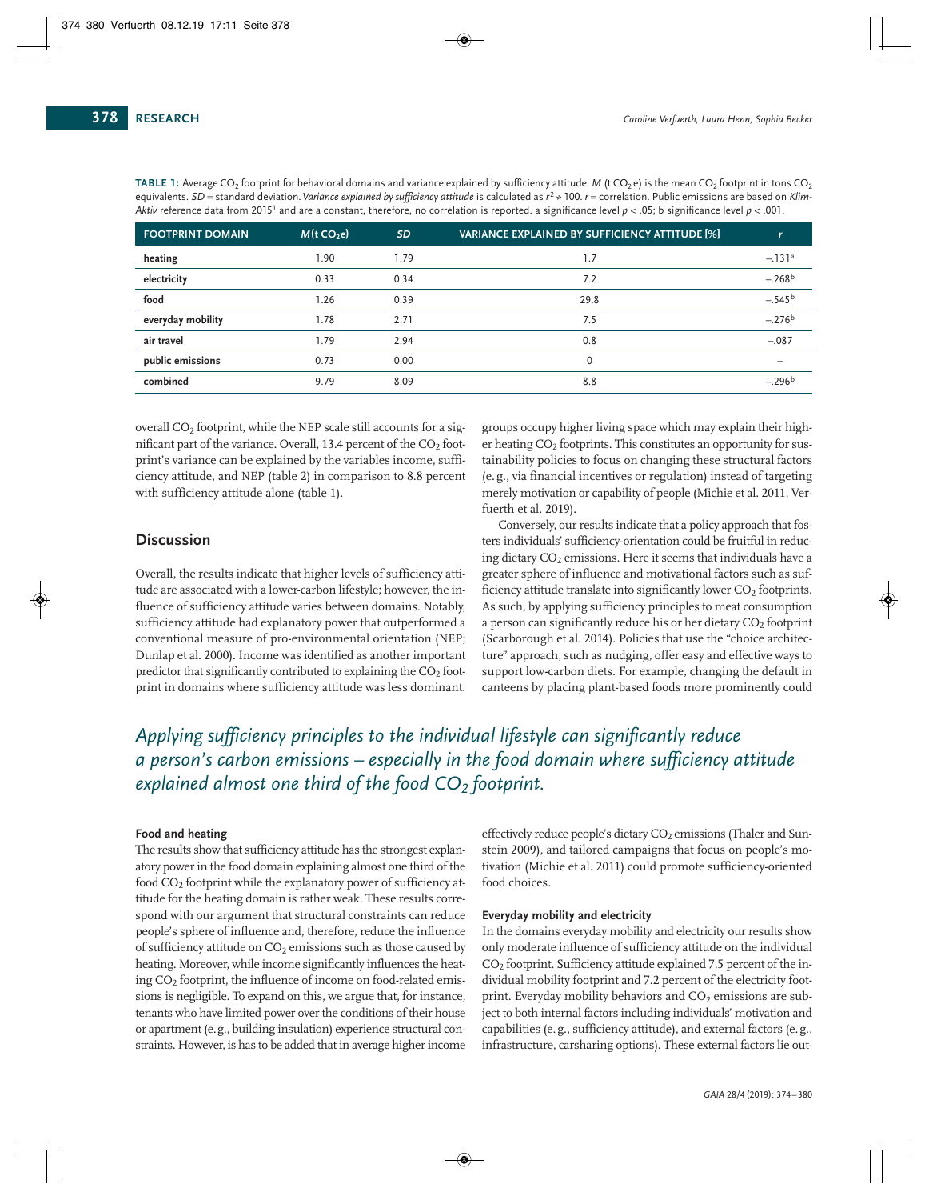**TABLE 1:** Average $CO_2$ footprint for behavioral domains and variance explained by sufficiency attitude. $M$ (t $CO_2$e) is the mean $CO_2$ footprint in tons $CO_2$ equivalents. $SD$ = standard deviation. *Variance explained by sufficiency attitude* is calculated as $r^2 * 100$. $r$ = correlation. Public emissions are based on *Klim-Aktiv* reference data from 2015[1] and are a constant, therefore, no correlation is reported. a significance level $p < .05$; b significance level $p < .001$.

| FOOTPRINT DOMAIN | $M$(t $CO_2$e) | $SD$ | VARIANCE EXPLAINED BY SUFFICIENCY ATTITUDE [%] | $r$ |
|---|---|---|---|---|
| heating | 1.90 | 1.79 | 1.7 | $-.131^a$ |
| electricity | 0.33 | 0.34 | 7.2 | $-.268^b$ |
| food | 1.26 | 0.39 | 29.8 | $-.545^b$ |
| everyday mobility | 1.78 | 2.71 | 7.5 | $-.276^b$ |
| air travel | 1.79 | 2.94 | 0.8 | $-.087$ |
| public emissions | 0.73 | 0.00 | 0 | – |
| combined | 9.79 | 8.09 | 8.8 | $-.296^b$ |

overall $CO_2$ footprint, while the NEP scale still accounts for a significant part of the variance. Overall, 13.4 percent of the $CO_2$ footprint's variance can be explained by the variables income, sufficiency attitude, and NEP (table 2) in comparison to 8.8 percent with sufficiency attitude alone (table 1).

## Discussion

Overall, the results indicate that higher levels of sufficiency attitude are associated with a lower-carbon lifestyle; however, the influence of sufficiency attitude varies between domains. Notably, sufficiency attitude had explanatory power that outperformed a conventional measure of pro-environmental orientation (NEP; Dunlap et al. 2000). Income was identified as another important predictor that significantly contributed to explaining the $CO_2$ footprint in domains where sufficiency attitude was less dominant.

*Applying sufficiency principles to the individual lifestyle can significantly reduce a person's carbon emissions – especially in the food domain where sufficiency attitude explained almost one third of the food $CO_2$ footprint.*

### Food and heating

The results show that sufficiency attitude has the strongest explanatory power in the food domain explaining almost one third of the food $CO_2$ footprint while the explanatory power of sufficiency attitude for the heating domain is rather weak. These results correspond with our argument that structural constraints can reduce people's sphere of influence and, therefore, reduce the influence of sufficiency attitude on $CO_2$ emissions such as those caused by heating. Moreover, while income significantly influences the heating $CO_2$ footprint, the influence of income on food-related emissions is negligible. To expand on this, we argue that, for instance, tenants who have limited power over the conditions of their house or apartment (e.g., building insulation) experience structural constraints. However, is has to be added that in average higher income groups occupy higher living space which may explain their higher heating $CO_2$ footprints. This constitutes an opportunity for sustainability policies to focus on changing these structural factors (e.g., via financial incentives or regulation) instead of targeting merely motivation or capability of people (Michie et al. 2011, Verfuerth et al. 2019).

Conversely, our results indicate that a policy approach that fosters individuals' sufficiency-orientation could be fruitful in reducing dietary $CO_2$ emissions. Here it seems that individuals have a greater sphere of influence and motivational factors such as sufficiency attitude translate into significantly lower $CO_2$ footprints. As such, by applying sufficiency principles to meat consumption a person can significantly reduce his or her dietary $CO_2$ footprint (Scarborough et al. 2014). Policies that use the "choice architecture" approach, such as nudging, offer easy and effective ways to support low-carbon diets. For example, changing the default in canteens by placing plant-based foods more prominently could effectively reduce people's dietary $CO_2$ emissions (Thaler and Sunstein 2009), and tailored campaigns that focus on people's motivation (Michie et al. 2011) could promote sufficiency-oriented food choices.

### Everyday mobility and electricity

In the domains everyday mobility and electricity our results show only moderate influence of sufficiency attitude on the individual $CO_2$ footprint. Sufficiency attitude explained 7.5 percent of the individual mobility footprint and 7.2 percent of the electricity footprint. Everyday mobility behaviors and $CO_2$ emissions are subject to both internal factors including individuals' motivation and capabilities (e.g., sufficiency attitude), and external factors (e.g., infrastructure, carsharing options). These external factors lie out-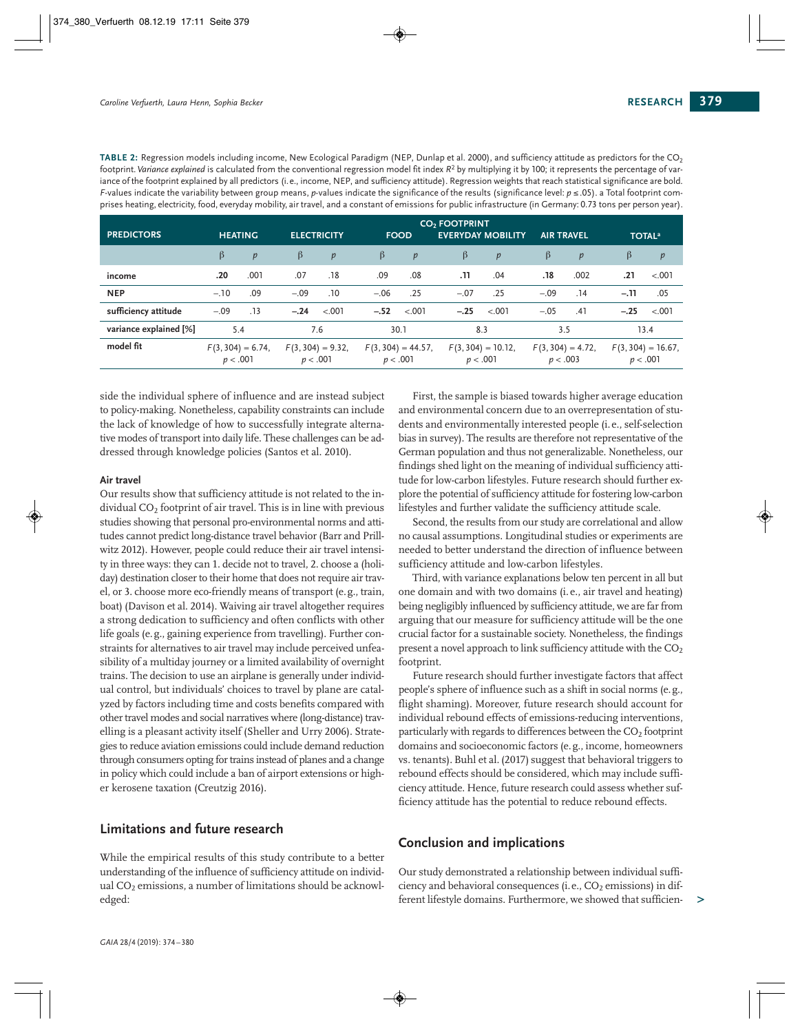**TABLE 2:** Regression models including income, New Ecological Paradigm (NEP, Dunlap et al. 2000), and sufficiency attitude as predictors for the $CO_2$ footprint. *Variance explained* is calculated from the conventional regression model fit index $R^2$ by multiplying it by 100; it represents the percentage of variance of the footprint explained by all predictors (i.e., income, NEP, and sufficiency attitude). Regression weights that reach statistical significance are bold. F-values indicate the variability between group means, p-values indicate the significance of the results (significance level: $p \leq .05$). a Total footprint comprises heating, electricity, food, everyday mobility, air travel, and a constant of emissions for public infrastructure (in Germany: 0.73 tons per person year).

| PREDICTORS | $CO_2$ FOOTPRINT: HEATING | | ELECTRICITY | | FOOD | | EVERYDAY MOBILITY | | AIR TRAVEL | | TOTAL[a] | |
|---|---|---|---|---|---|---|---|---|---|---|---|---|
| | β | *p* | β | *p* | β | *p* | β | *p* | β | *p* | β | *p* |
| income | **.20** | .001 | .07 | .18 | .09 | .08 | **.11** | .04 | **.18** | .002 | **.21** | <.001 |
| NEP | −.10 | .09 | −.09 | .10 | −.06 | .25 | −.07 | .25 | −.09 | .14 | **−.11** | .05 |
| sufficiency attitude | −.09 | .13 | **−.24** | <.001 | **−.52** | <.001 | **−.25** | <.001 | −.05 | .41 | **−.25** | <.001 |
| variance explained [%] | 5.4 | | 7.6 | | 30.1 | | 8.3 | | 3.5 | | 13.4 | |
| model fit | $F(3, 304) = 6.74$, $p < .001$ | | $F(3, 304) = 9.32$, $p < .001$ | | $F(3, 304) = 44.57$, $p < .001$ | | $F(3, 304) = 10.12$, $p < .001$ | | $F(3, 304) = 4.72$, $p < .003$ | | $F(3, 304) = 16.67$, $p < .001$ | |

side the individual sphere of influence and are instead subject to policy-making. Nonetheless, capability constraints can include the lack of knowledge of how to successfully integrate alternative modes of transport into daily life. These challenges can be addressed through knowledge policies (Santos et al. 2010).

#### Air travel

Our results show that sufficiency attitude is not related to the individual $CO_2$ footprint of air travel. This is in line with previous studies showing that personal pro-environmental norms and attitudes cannot predict long-distance travel behavior (Barr and Prillwitz 2012). However, people could reduce their air travel intensity in three ways: they can 1. decide not to travel, 2. choose a (holiday) destination closer to their home that does not require air travel, or 3. choose more eco-friendly means of transport (e.g., train, boat) (Davison et al. 2014). Waiving air travel altogether requires a strong dedication to sufficiency and often conflicts with other life goals (e.g., gaining experience from travelling). Further constraints for alternatives to air travel may include perceived unfeasibility of a multiday journey or a limited availability of overnight trains. The decision to use an airplane is generally under individual control, but individuals' choices to travel by plane are catalyzed by factors including time and costs benefits compared with other travel modes and social narratives where (long-distance) travelling is a pleasant activity itself (Sheller and Urry 2006). Strategies to reduce aviation emissions could include demand reduction through consumers opting for trains instead of planes and a change in policy which could include a ban of airport extensions or higher kerosene taxation (Creutzig 2016).

## Limitations and future research

While the empirical results of this study contribute to a better understanding of the influence of sufficiency attitude on individual $CO_2$ emissions, a number of limitations should be acknowledged:

First, the sample is biased towards higher average education and environmental concern due to an overrepresentation of students and environmentally interested people (i.e., self-selection bias in survey). The results are therefore not representative of the German population and thus not generalizable. Nonetheless, our findings shed light on the meaning of individual sufficiency attitude for low-carbon lifestyles. Future research should further explore the potential of sufficiency attitude for fostering low-carbon lifestyles and further validate the sufficiency attitude scale.

Second, the results from our study are correlational and allow no causal assumptions. Longitudinal studies or experiments are needed to better understand the direction of influence between sufficiency attitude and low-carbon lifestyles.

Third, with variance explanations below ten percent in all but one domain and with two domains (i.e., air travel and heating) being negligibly influenced by sufficiency attitude, we are far from arguing that our measure for sufficiency attitude will be the one crucial factor for a sustainable society. Nonetheless, the findings present a novel approach to link sufficiency attitude with the $CO_2$ footprint.

Future research should further investigate factors that affect people's sphere of influence such as a shift in social norms (e.g., flight shaming). Moreover, future research should account for individual rebound effects of emissions-reducing interventions, particularly with regards to differences between the $CO_2$ footprint domains and socioeconomic factors (e.g., income, homeowners vs. tenants). Buhl et al. (2017) suggest that behavioral triggers to rebound effects should be considered, which may include sufficiency attitude. Hence, future research could assess whether sufficiency attitude has the potential to reduce rebound effects.

## Conclusion and implications

Our study demonstrated a relationship between individual sufficiency and behavioral consequences (i.e., $CO_2$ emissions) in different lifestyle domains. Furthermore, we showed that sufficien-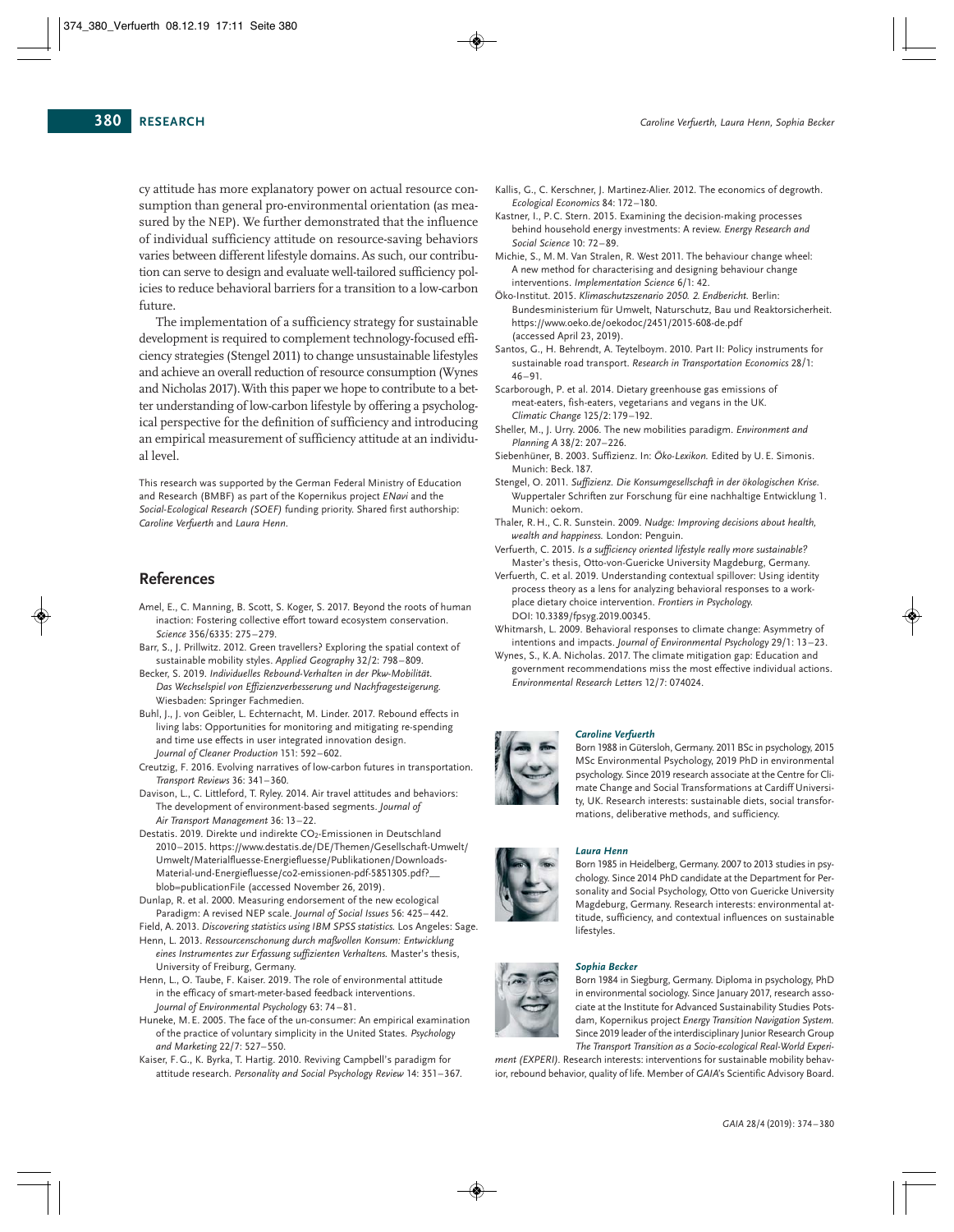cy attitude has more explanatory power on actual resource consumption than general pro-environmental orientation (as measured by the NEP). We further demonstrated that the influence of individual sufficiency attitude on resource-saving behaviors varies between different lifestyle domains. As such, our contribution can serve to design and evaluate well-tailored sufficiency policies to reduce behavioral barriers for a transition to a low-carbon future.

The implementation of a sufficiency strategy for sustainable development is required to complement technology-focused efficiency strategies (Stengel 2011) to change unsustainable lifestyles and achieve an overall reduction of resource consumption (Wynes and Nicholas 2017). With this paper we hope to contribute to a better understanding of low-carbon lifestyle by offering a psychological perspective for the definition of sufficiency and introducing an empirical measurement of sufficiency attitude at an individual level.

This research was supported by the German Federal Ministry of Education and Research (BMBF) as part of the Kopernikus project *ENavi* and the *Social-Ecological Research (SOEF)* funding priority. Shared first authorship: *Caroline Verfuerth* and *Laura Henn*.

## References

Amel, E., C. Manning, B. Scott, S. Koger, S. 2017. Beyond the roots of human inaction: Fostering collective effort toward ecosystem conservation. *Science* 356/6335: 275–279.

Barr, S., J. Prillwitz. 2012. Green travellers? Exploring the spatial context of sustainable mobility styles. *Applied Geography* 32/2: 798–809.

Becker, S. 2019. *Individuelles Rebound-Verhalten in der Pkw-Mobilität. Das Wechselspiel von Effizienzverbesserung und Nachfragesteigerung.* Wiesbaden: Springer Fachmedien.

Buhl, J., J. von Geibler, L. Echternacht, M. Linder. 2017. Rebound effects in living labs: Opportunities for monitoring and mitigating re-spending and time use effects in user integrated innovation design. *Journal of Cleaner Production* 151: 592–602.

Creutzig, F. 2016. Evolving narratives of low-carbon futures in transportation. *Transport Reviews* 36: 341–360.

Davison, L., C. Littleford, T. Ryley. 2014. Air travel attitudes and behaviors: The development of environment-based segments. *Journal of Air Transport Management* 36: 13–22.

Destatis. 2019. Direkte und indirekte $CO_2$-Emissionen in Deutschland 2010–2015. https://www.destatis.de/DE/Themen/Gesellschaft-Umwelt/Umwelt/Materialfluesse-Energiefluesse/Publikationen/Downloads-Material-und-Energiefluesse/co2-emissionen-pdf-5851305.pdf?__blob=publicationFile (accessed November 26, 2019).

Dunlap, R. et al. 2000. Measuring endorsement of the new ecological Paradigm: A revised NEP scale. *Journal of Social Issues* 56: 425–442.

Field, A. 2013. *Discovering statistics using IBM SPSS statistics.* Los Angeles: Sage.

Henn, L. 2013. *Ressourcenschonung durch maßvollen Konsum: Entwicklung eines Instrumentes zur Erfassung suffizienten Verhaltens.* Master's thesis, University of Freiburg, Germany.

Henn, L., O. Taube, F. Kaiser. 2019. The role of environmental attitude in the efficacy of smart-meter-based feedback interventions. *Journal of Environmental Psychology* 63: 74–81.

Huneke, M. E. 2005. The face of the un-consumer: An empirical examination of the practice of voluntary simplicity in the United States. *Psychology and Marketing* 22/7: 527–550.

Kaiser, F. G., K. Byrka, T. Hartig. 2010. Reviving Campbell's paradigm for attitude research. *Personality and Social Psychology Review* 14: 351–367.

Kallis, G., C. Kerschner, J. Martinez-Alier. 2012. The economics of degrowth. *Ecological Economics* 84: 172–180.

Kastner, I., P. C. Stern. 2015. Examining the decision-making processes behind household energy investments: A review. *Energy Research and Social Science* 10: 72–89.

Michie, S., M. M. Van Stralen, R. West 2011. The behaviour change wheel: A new method for characterising and designing behaviour change interventions. *Implementation Science* 6/1: 42.

Öko-Institut. 2015. *Klimaschutzszenario 2050. 2. Endbericht.* Berlin: Bundesministerium für Umwelt, Naturschutz, Bau und Reaktorsicherheit. https://www.oeko.de/oekodoc/2451/2015-608-de.pdf (accessed April 23, 2019).

Santos, G., H. Behrendt, A. Teytelboym. 2010. Part II: Policy instruments for sustainable road transport. *Research in Transportation Economics* 28/1: 46–91.

Scarborough, P. et al. 2014. Dietary greenhouse gas emissions of meat-eaters, fish-eaters, vegetarians and vegans in the UK. *Climatic Change* 125/2: 179–192.

Sheller, M., J. Urry. 2006. The new mobilities paradigm. *Environment and Planning A* 38/2: 207–226.

Siebenhüner, B. 2003. Suffizienz. In: *Öko-Lexikon.* Edited by U. E. Simonis. Munich: Beck. 187.

Stengel, O. 2011. *Suffizienz. Die Konsumgesellschaft in der ökologischen Krise.* Wuppertaler Schriften zur Forschung für eine nachhaltige Entwicklung 1. Munich: oekom.

Thaler, R. H., C. R. Sunstein. 2009. *Nudge: Improving decisions about health, wealth and happiness.* London: Penguin.

Verfuerth, C. 2015. *Is a sufficiency oriented lifestyle really more sustainable?* Master's thesis, Otto-von-Guericke University Magdeburg, Germany.

Verfuerth, C. et al. 2019. Understanding contextual spillover: Using identity process theory as a lens for analyzing behavioral responses to a workplace dietary choice intervention. *Frontiers in Psychology.* DOI: 10.3389/fpsyg.2019.00345.

Whitmarsh, L. 2009. Behavioral responses to climate change: Asymmetry of intentions and impacts. *Journal of Environmental Psychology* 29/1: 13–23.

Wynes, S., K. A. Nicholas. 2017. The climate mitigation gap: Education and government recommendations miss the most effective individual actions. *Environmental Research Letters* 12/7: 074024.

***Caroline Verfuerth***

Born 1988 in Gütersloh, Germany. 2011 BSc in psychology, 2015 MSc Environmental Psychology, 2019 PhD in environmental psychology. Since 2019 research associate at the Centre for Climate Change and Social Transformations at Cardiff University, UK. Research interests: sustainable diets, social transformations, deliberative methods, and sufficiency.

***Laura Henn***

Born 1985 in Heidelberg, Germany. 2007 to 2013 studies in psychology. Since 2014 PhD candidate at the Department for Personality and Social Psychology, Otto von Guericke University Magdeburg, Germany. Research interests: environmental attitude, sufficiency, and contextual influences on sustainable lifestyles.

***Sophia Becker***

Born 1984 in Siegburg, Germany. Diploma in psychology, PhD in environmental sociology. Since January 2017, research associate at the Institute for Advanced Sustainability Studies Potsdam, Kopernikus project *Energy Transition Navigation System.* Since 2019 leader of the interdisciplinary Junior Research Group *The Transport Transition as a Socio-ecological Real-World Experiment (EXPERI).* Research interests: interventions for sustainable mobility behavior, rebound behavior, quality of life. Member of *GAIA*'s Scientific Advisory Board.